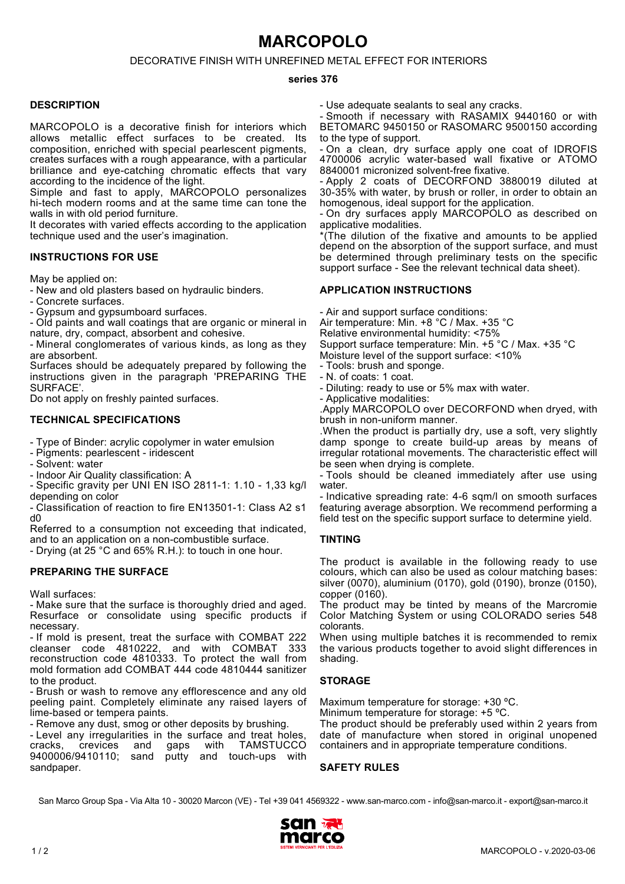# MARCOPOLO

DECORATIVE FINISH WITH UNREFINED METAL EFFECT FOR INTERIORS

**series 376**

## DESCRIPTION

MARCOPOLO is a decorative finish for interiors which allows metallic effect surfaces to be created. Its composition, enriched with special pearlescent pigments, creates surfaces with a rough appearance, with a particular brilliance and eye-catching chromatic effects that vary according to the incidence of the light.

Simple and fast to apply, MARCOPOLO personalizes hi-tech modern rooms and at the same time can tone the walls in with old period furniture.

It decorates with varied effects according to the application technique used and the user's imagination.

## INSTRUCTIONS FOR USE

May be applied on:

- New and old plasters based on hydraulic binders.
- Concrete surfaces.
- Gypsum and gypsumboard surfaces.
- Old paints and wall coatings that are organic or mineral in nature, dry, compact, absorbent and cohesive.
- Mineral conglomerates of various kinds, as long as they are absorbent.

Surfaces should be adequately prepared by following the instructions given in the paragraph 'PREPARING THE SURFACE'.

Do not apply on freshly painted surfaces.

## TECHNICAL SPECIFICATIONS

- Type of Binder: acrylic copolymer in water emulsion
- Pigments: pearlescent - iridescent
- Solvent: water
- Indoor Air Quality classification: A
- Specific gravity per UNI EN ISO 2811-1: 1.10 - 1,33 kg/l depending on color
- Classification of reaction to fire EN13501-1: Class A2 s1 d0

Referred to a consumption not exceeding that indicated, and to an application on a non-combustible surface.

- Drying (at 25 °C and 65% R.H.): to touch in one hour.

## PREPARING THE SURFACE

Wall surfaces:

- Make sure that the surface is thoroughly dried and aged. Resurface or consolidate using specific products if necessary.
- If mold is present, treat the surface with COMBAT 222 cleanser code 4810222, and with COMBAT 333 reconstruction code 4810333. To protect the wall from mold formation add COMBAT 444 code 4810444 sanitizer to the product.
- Brush or wash to remove any efflorescence and any old peeling paint. Completely eliminate any raised layers of lime-based or tempera paints.
- Remove any dust, smog or other deposits by brushing.
- Level any irregularities in the surface and treat holes, cracks, crevices and gaps with TAMSTUCCO 9400006/9410110; sand putty and touch-ups with sandpaper.
- Use adequate sealants to seal any cracks.
- Smooth if necessary with RASAMIX 9440160 or with BETOMARC 9450150 or RASOMARC 9500150 according to the type of support.
- On a clean, dry surface apply one coat of IDROFIS 4700006 acrylic water-based wall fixative or ATOMO 8840001 micronized solvent-free fixative.
- Apply 2 coats of DECORFOND 3880019 diluted at 30-35% with water, by brush or roller, in order to obtain an homogenous, ideal support for the application.
- On dry surfaces apply MARCOPOLO as described on applicative modalities.

*(The dilution of the fixative and amounts to be applied depend on the absorption of the support surface, and must be determined through preliminary tests on the specific support surface - See the relevant technical data sheet).

## APPLICATION INSTRUCTIONS

- Air and support surface conditions:

Air temperature: Min. +8 °C / Max. +35 °C
Relative environmental humidity: <75%
Support surface temperature: Min. +5 °C / Max. +35 °C
Moisture level of the support surface: <10%

- Tools: brush and sponge.
- N. of coats: 1 coat.
- Diluting: ready to use or 5% max with water.
- Applicative modalities:

.Apply MARCOPOLO over DECORFOND when dryed, with brush in non-uniform manner.

.When the product is partially dry, use a soft, very slightly damp sponge to create build-up areas by means of irregular rotational movements. The characteristic effect will be seen when drying is complete.

- Tools should be cleaned immediately after use using water.
- Indicative spreading rate: 4-6 sqm/l on smooth surfaces featuring average absorption. We recommend performing a field test on the specific support surface to determine yield.

## TINTING

The product is available in the following ready to use colours, which can also be used as colour matching bases: silver (0070), aluminium (0170), gold (0190), bronze (0150), copper (0160).

The product may be tinted by means of the Marcromie Color Matching System or using COLORADO series 548 colorants.

When using multiple batches it is recommended to remix the various products together to avoid slight differences in shading.

## STORAGE

Maximum temperature for storage: +30 ºC.
Minimum temperature for storage: +5 ºC.
The product should be preferably used within 2 years from date of manufacture when stored in original unopened containers and in appropriate temperature conditions.

## SAFETY RULES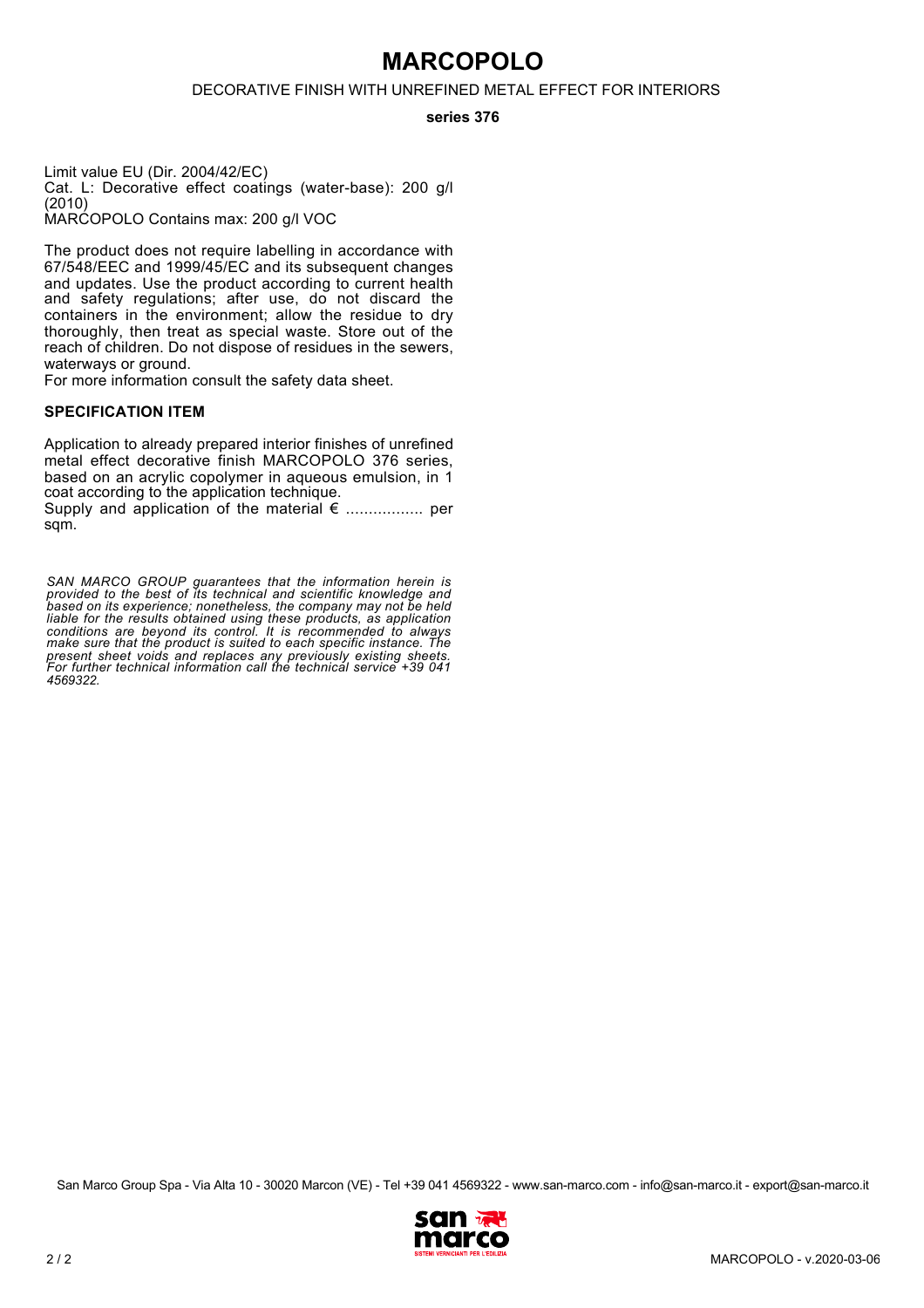# MARCOPOLO

DECORATIVE FINISH WITH UNREFINED METAL EFFECT FOR INTERIORS

**series 376**

Limit value EU (Dir. 2004/42/EC)
Cat. L: Decorative effect coatings (water-base): 200 g/l (2010)
MARCOPOLO Contains max: 200 g/l VOC

The product does not require labelling in accordance with 67/548/EEC and 1999/45/EC and its subsequent changes and updates. Use the product according to current health and safety regulations; after use, do not discard the containers in the environment; allow the residue to dry thoroughly, then treat as special waste. Store out of the reach of children. Do not dispose of residues in the sewers, waterways or ground.
For more information consult the safety data sheet.

### SPECIFICATION ITEM

Application to already prepared interior finishes of unrefined metal effect decorative finish MARCOPOLO 376 series, based on an acrylic copolymer in aqueous emulsion, in 1 coat according to the application technique.
Supply and application of the material € ................ per sqm.

*SAN MARCO GROUP guarantees that the information herein is provided to the best of its technical and scientific knowledge and based on its experience; nonetheless, the company may not be held liable for the results obtained using these products, as application conditions are beyond its control. It is recommended to always make sure that the product is suited to each specific instance. The present sheet voids and replaces any previously existing sheets. For further technical information call the technical service +39 041 4569322.*

San Marco Group Spa - Via Alta 10 - 30020 Marcon (VE) - Tel +39 041 4569322 - www.san-marco.com - info@san-marco.it - export@san-marco.it

MARCOPOLO - v.2020-03-06